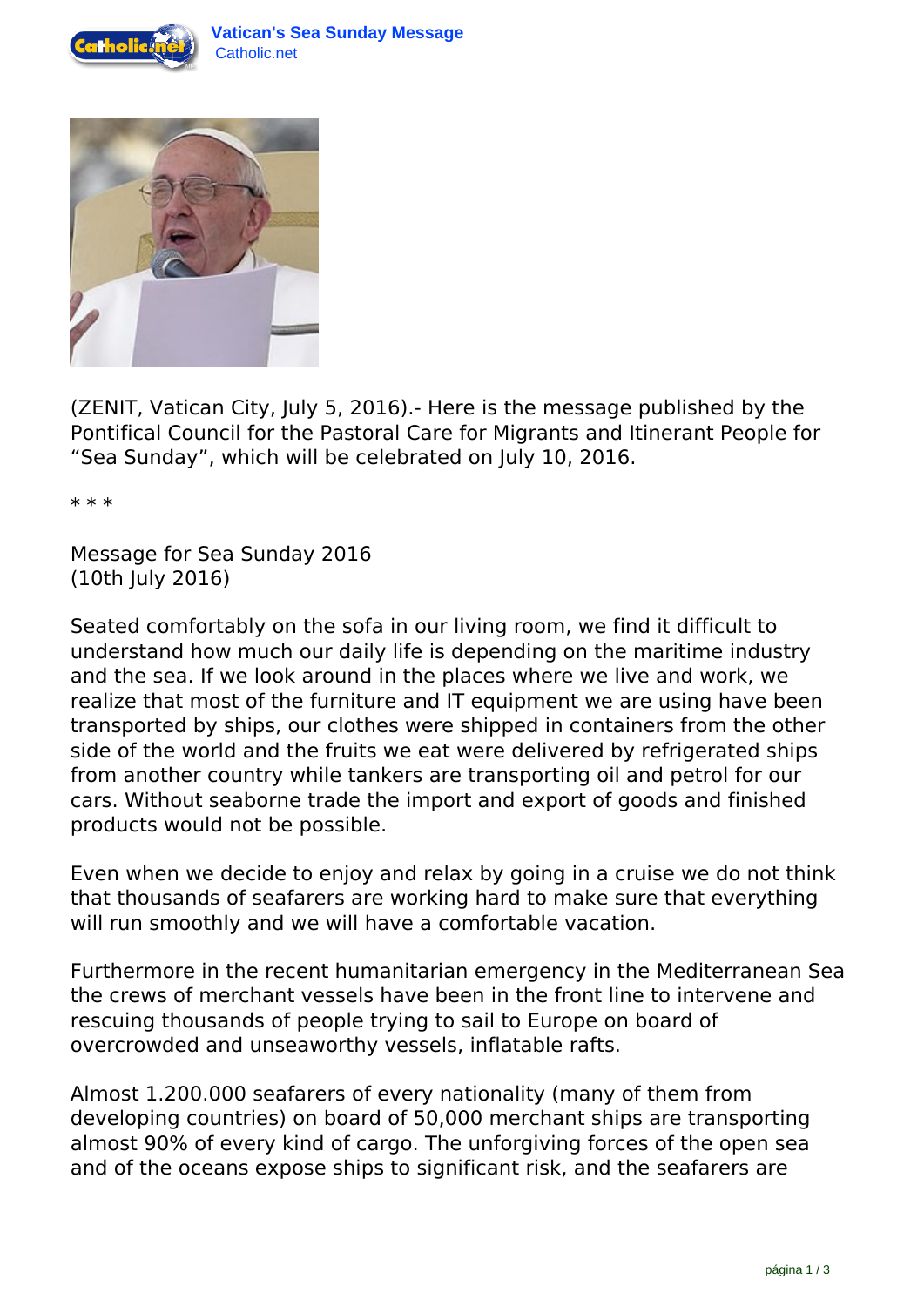(ZENIT, Vatican City, July 5, 2016).- Here is the message published by the Pontifical Council for the Pastoral Care for Migrants and Itinerant People for "Sea Sunday", which will be celebrated on July 10, 2016.

* * *

Message for Sea Sunday 2016
(10th July 2016)

Seated comfortably on the sofa in our living room, we find it difficult to understand how much our daily life is depending on the maritime industry and the sea. If we look around in the places where we live and work, we realize that most of the furniture and IT equipment we are using have been transported by ships, our clothes were shipped in containers from the other side of the world and the fruits we eat were delivered by refrigerated ships from another country while tankers are transporting oil and petrol for our cars. Without seaborne trade the import and export of goods and finished products would not be possible.

Even when we decide to enjoy and relax by going in a cruise we do not think that thousands of seafarers are working hard to make sure that everything will run smoothly and we will have a comfortable vacation.

Furthermore in the recent humanitarian emergency in the Mediterranean Sea the crews of merchant vessels have been in the front line to intervene and rescuing thousands of people trying to sail to Europe on board of overcrowded and unseaworthy vessels, inflatable rafts.

Almost 1.200.000 seafarers of every nationality (many of them from developing countries) on board of 50,000 merchant ships are transporting almost 90% of every kind of cargo. The unforgiving forces of the open sea and of the oceans expose ships to significant risk, and the seafarers are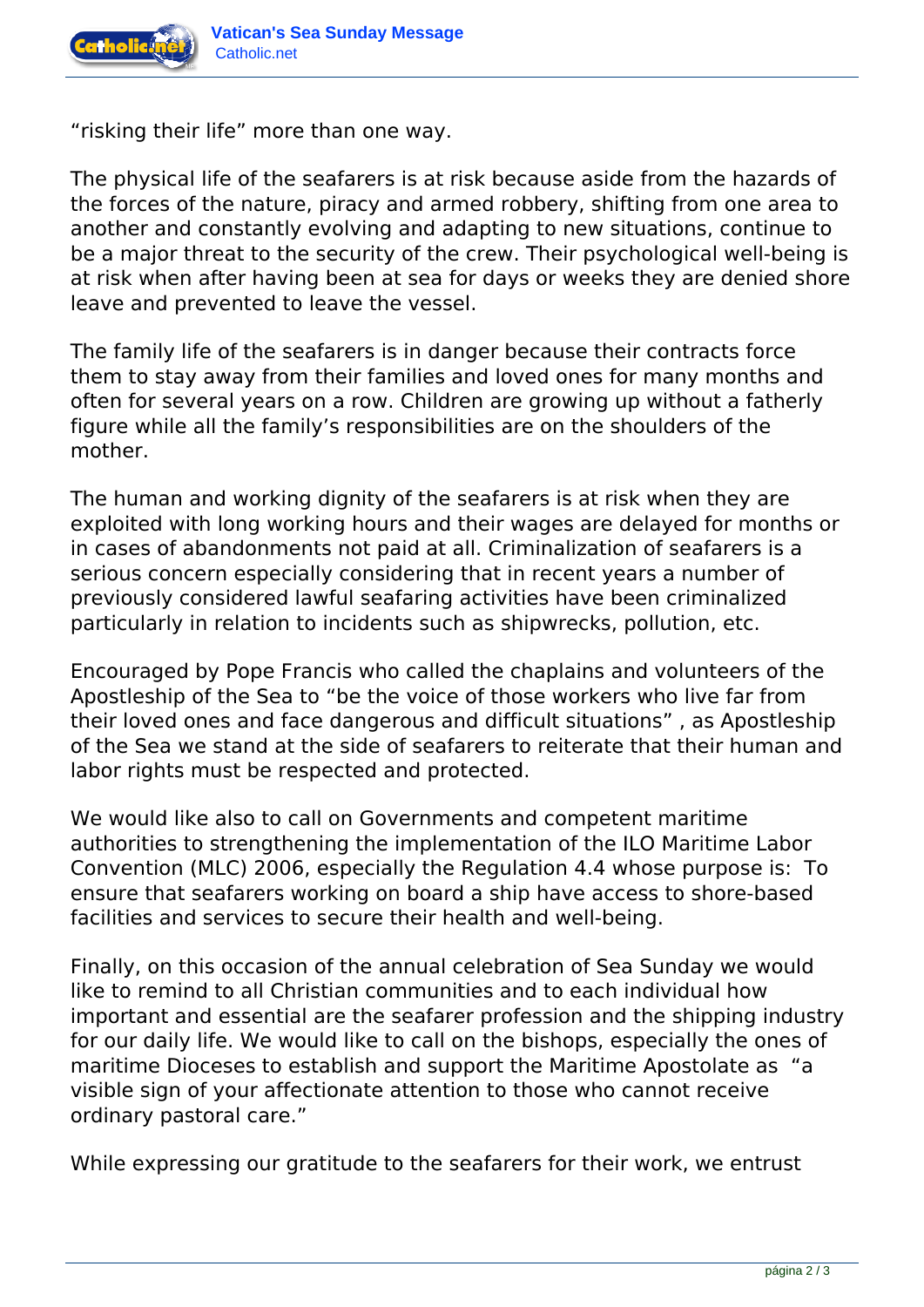"risking their life" more than one way.

The physical life of the seafarers is at risk because aside from the hazards of the forces of the nature, piracy and armed robbery, shifting from one area to another and constantly evolving and adapting to new situations, continue to be a major threat to the security of the crew. Their psychological well-being is at risk when after having been at sea for days or weeks they are denied shore leave and prevented to leave the vessel.

The family life of the seafarers is in danger because their contracts force them to stay away from their families and loved ones for many months and often for several years on a row. Children are growing up without a fatherly figure while all the family's responsibilities are on the shoulders of the mother.

The human and working dignity of the seafarers is at risk when they are exploited with long working hours and their wages are delayed for months or in cases of abandonments not paid at all. Criminalization of seafarers is a serious concern especially considering that in recent years a number of previously considered lawful seafaring activities have been criminalized particularly in relation to incidents such as shipwrecks, pollution, etc.

Encouraged by Pope Francis who called the chaplains and volunteers of the Apostleship of the Sea to "be the voice of those workers who live far from their loved ones and face dangerous and difficult situations" , as Apostleship of the Sea we stand at the side of seafarers to reiterate that their human and labor rights must be respected and protected.

We would like also to call on Governments and competent maritime authorities to strengthening the implementation of the ILO Maritime Labor Convention (MLC) 2006, especially the Regulation 4.4 whose purpose is: To ensure that seafarers working on board a ship have access to shore-based facilities and services to secure their health and well-being.

Finally, on this occasion of the annual celebration of Sea Sunday we would like to remind to all Christian communities and to each individual how important and essential are the seafarer profession and the shipping industry for our daily life. We would like to call on the bishops, especially the ones of maritime Dioceses to establish and support the Maritime Apostolate as "a visible sign of your affectionate attention to those who cannot receive ordinary pastoral care."

While expressing our gratitude to the seafarers for their work, we entrust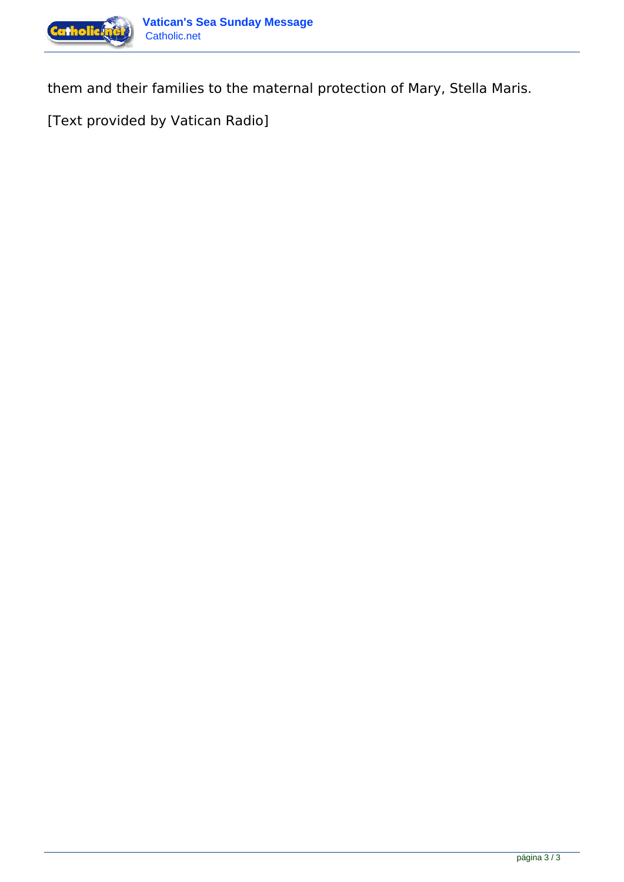them and their families to the maternal protection of Mary, Stella Maris.

[Text provided by Vatican Radio]